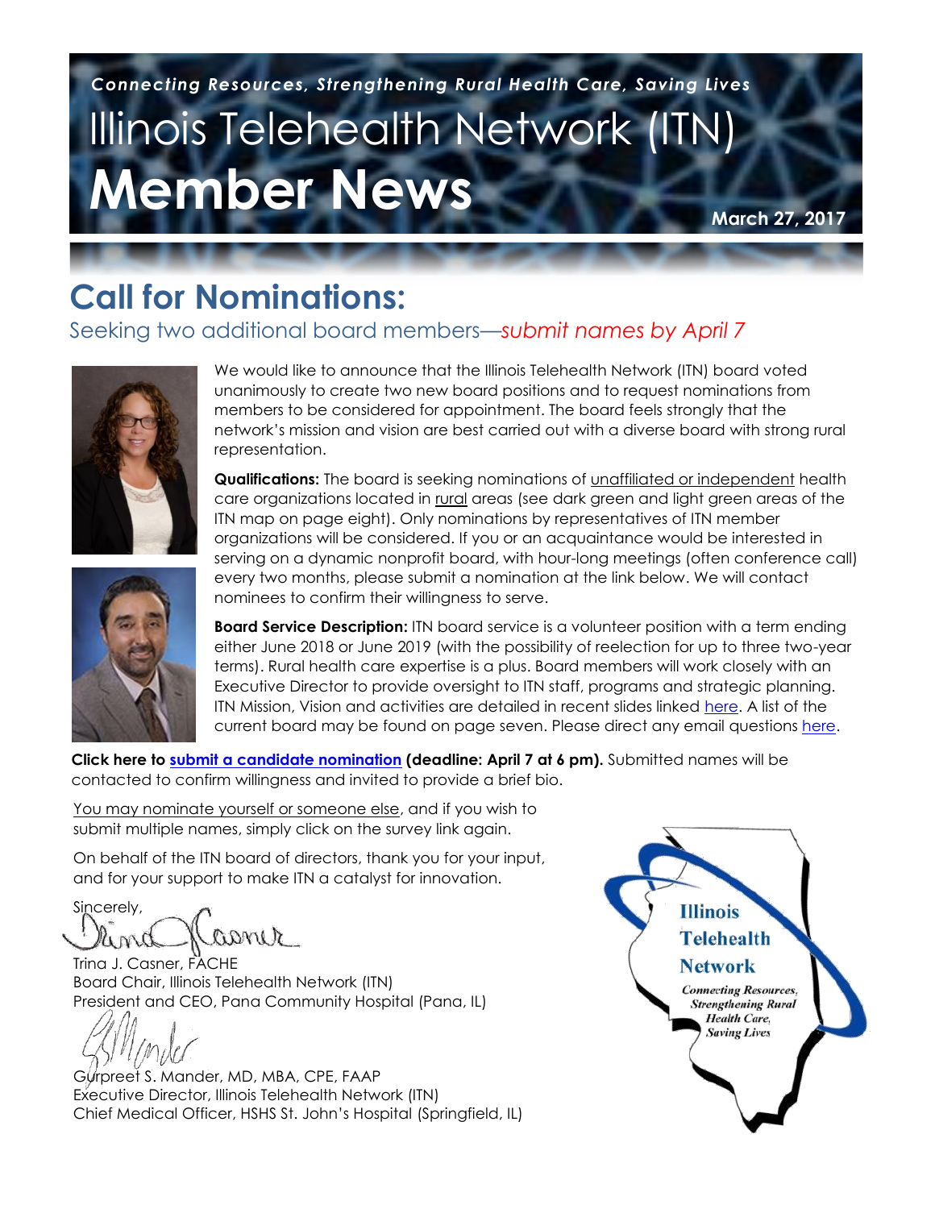*Connecting Resources, Strengthening Rural Health Care, Saving Lives*

# Illinois Telehealth Network (ITN) Member News

**March 27, 2017**

## Call for Nominations:

### Seeking two additional board members—*submit names by April 7*

We would like to announce that the Illinois Telehealth Network (ITN) board voted unanimously to create two new board positions and to request nominations from members to be considered for appointment. The board feels strongly that the network's mission and vision are best carried out with a diverse board with strong rural representation.

**Qualifications:** The board is seeking nominations of unaffiliated or independent health care organizations located in rural areas (see dark green and light green areas of the ITN map on page eight). Only nominations by representatives of ITN member organizations will be considered. If you or an acquaintance would be interested in serving on a dynamic nonprofit board, with hour-long meetings (often conference call) every two months, please submit a nomination at the link below. We will contact nominees to confirm their willingness to serve.

**Board Service Description:** ITN board service is a volunteer position with a term ending either June 2018 or June 2019 (with the possibility of reelection for up to three two-year terms). Rural health care expertise is a plus. Board members will work closely with an Executive Director to provide oversight to ITN staff, programs and strategic planning. ITN Mission, Vision and activities are detailed in recent slides linked here. A list of the current board may be found on page seven. Please direct any email questions here.

**Click here to submit a candidate nomination (deadline: April 7 at 6 pm).** Submitted names will be contacted to confirm willingness and invited to provide a brief bio.

You may nominate yourself or someone else, and if you wish to submit multiple names, simply click on the survey link again.

On behalf of the ITN board of directors, thank you for your input, and for your support to make ITN a catalyst for innovation.

Sincerely,

Trina J. Casner, FACHE
Board Chair, Illinois Telehealth Network (ITN)
President and CEO, Pana Community Hospital (Pana, IL)

Gurpreet S. Mander, MD, MBA, CPE, FAAP
Executive Director, Illinois Telehealth Network (ITN)
Chief Medical Officer, HSHS St. John's Hospital (Springfield, IL)

Illinois Telehealth Network
*Connecting Resources, Strengthening Rural Health Care, Saving Lives*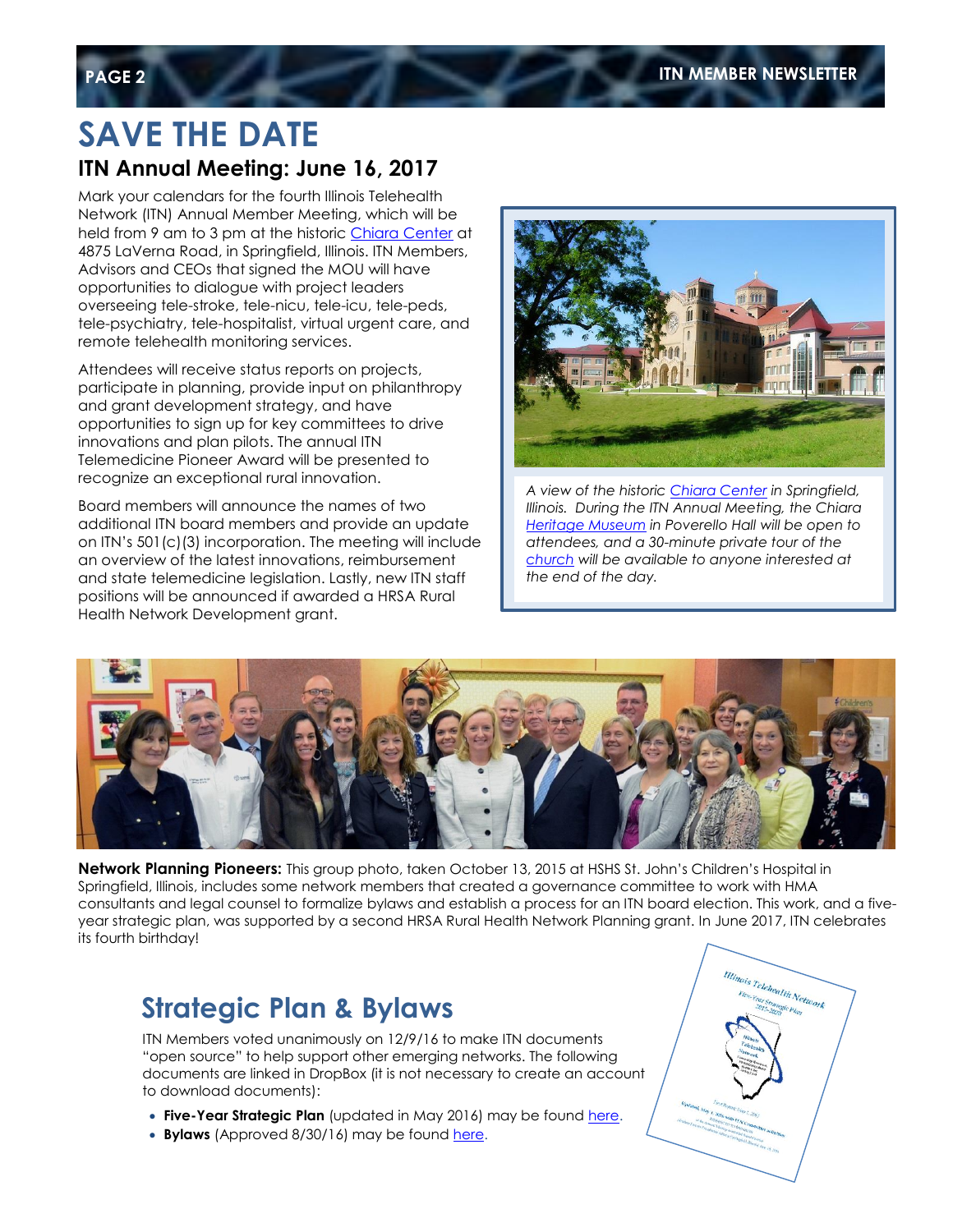# SAVE THE DATE

## ITN Annual Meeting: June 16, 2017

Mark your calendars for the fourth Illinois Telehealth Network (ITN) Annual Member Meeting, which will be held from 9 am to 3 pm at the historic Chiara Center at 4875 LaVerna Road, in Springfield, Illinois. ITN Members, Advisors and CEOs that signed the MOU will have opportunities to dialogue with project leaders overseeing tele-stroke, tele-nicu, tele-icu, tele-peds, tele-psychiatry, tele-hospitalist, virtual urgent care, and remote telehealth monitoring services.

Attendees will receive status reports on projects, participate in planning, provide input on philanthropy and grant development strategy, and have opportunities to sign up for key committees to drive innovations and plan pilots. The annual ITN Telemedicine Pioneer Award will be presented to recognize an exceptional rural innovation.

Board members will announce the names of two additional ITN board members and provide an update on ITN's 501(c)(3) incorporation. The meeting will include an overview of the latest innovations, reimbursement and state telemedicine legislation. Lastly, new ITN staff positions will be announced if awarded a HRSA Rural Health Network Development grant.

*A view of the historic Chiara Center in Springfield, Illinois. During the ITN Annual Meeting, the Chiara Heritage Museum in Poverello Hall will be open to attendees, and a 30-minute private tour of the church will be available to anyone interested at the end of the day.*

**Network Planning Pioneers:** This group photo, taken October 13, 2015 at HSHS St. John's Children's Hospital in Springfield, Illinois, includes some network members that created a governance committee to work with HMA consultants and legal counsel to formalize bylaws and establish a process for an ITN board election. This work, and a five-year strategic plan, was supported by a second HRSA Rural Health Network Planning grant. In June 2017, ITN celebrates its fourth birthday!

## Strategic Plan & Bylaws

ITN Members voted unanimously on 12/9/16 to make ITN documents "open source" to help support other emerging networks. The following documents are linked in DropBox (it is not necessary to create an account to download documents):

- **Five-Year Strategic Plan** (updated in May 2016) may be found here.
- **Bylaws** (Approved 8/30/16) may be found here.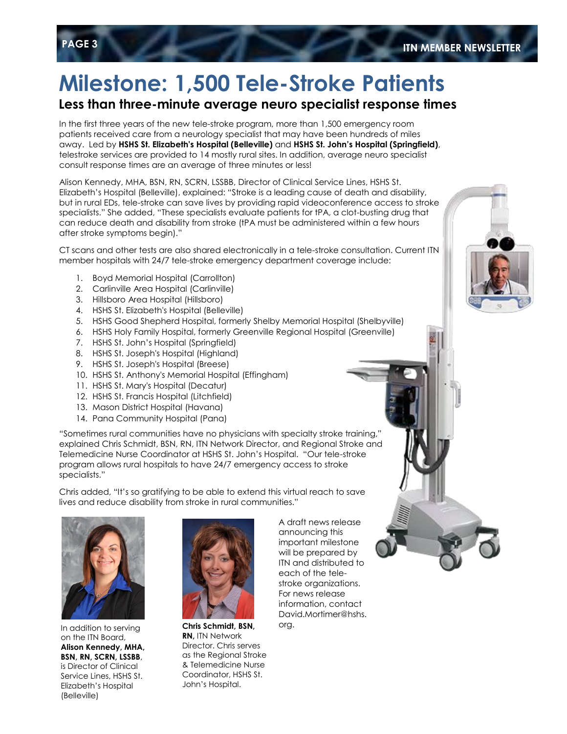# Milestone: 1,500 Tele-Stroke Patients

## Less than three-minute average neuro specialist response times

In the first three years of the new tele-stroke program, more than 1,500 emergency room patients received care from a neurology specialist that may have been hundreds of miles away. Led by **HSHS St. Elizabeth's Hospital (Belleville)** and **HSHS St. John's Hospital (Springfield)**, telestroke services are provided to 14 mostly rural sites. In addition, average neuro specialist consult response times are an average of three minutes or less!

Alison Kennedy, MHA, BSN, RN, SCRN, LSSBB, Director of Clinical Service Lines, HSHS St. Elizabeth's Hospital (Belleville), explained: "Stroke is a leading cause of death and disability, but in rural EDs, tele-stroke can save lives by providing rapid videoconference access to stroke specialists." She added, "These specialists evaluate patients for tPA, a clot-busting drug that can reduce death and disability from stroke (tPA must be administered within a few hours after stroke symptoms begin)."

CT scans and other tests are also shared electronically in a tele-stroke consultation. Current ITN member hospitals with 24/7 tele-stroke emergency department coverage include:

1. Boyd Memorial Hospital (Carrollton)
2. Carlinville Area Hospital (Carlinville)
3. Hillsboro Area Hospital (Hillsboro)
4. HSHS St. Elizabeth's Hospital (Belleville)
5. HSHS Good Shepherd Hospital, formerly Shelby Memorial Hospital (Shelbyville)
6. HSHS Holy Family Hospital, formerly Greenville Regional Hospital (Greenville)
7. HSHS St. John's Hospital (Springfield)
8. HSHS St. Joseph's Hospital (Highland)
9. HSHS St. Joseph's Hospital (Breese)
10. HSHS St. Anthony's Memorial Hospital (Effingham)
11. HSHS St. Mary's Hospital (Decatur)
12. HSHS St. Francis Hospital (Litchfield)
13. Mason District Hospital (Havana)
14. Pana Community Hospital (Pana)

"Sometimes rural communities have no physicians with specialty stroke training," explained Chris Schmidt, BSN, RN, ITN Network Director, and Regional Stroke and Telemedicine Nurse Coordinator at HSHS St. John's Hospital. "Our tele-stroke program allows rural hospitals to have 24/7 emergency access to stroke specialists."

Chris added, "It's so gratifying to be able to extend this virtual reach to save lives and reduce disability from stroke in rural communities."

In addition to serving on the ITN Board, **Alison Kennedy, MHA, BSN, RN, SCRN, LSSBB**, is Director of Clinical Service Lines, HSHS St. Elizabeth's Hospital (Belleville)

**Chris Schmidt, BSN, RN,** ITN Network Director. Chris serves as the Regional Stroke & Telemedicine Nurse Coordinator, HSHS St. John's Hospital.

A draft news release announcing this important milestone will be prepared by ITN and distributed to each of the tele-stroke organizations. For news release information, contact David.Mortimer@hshs.org.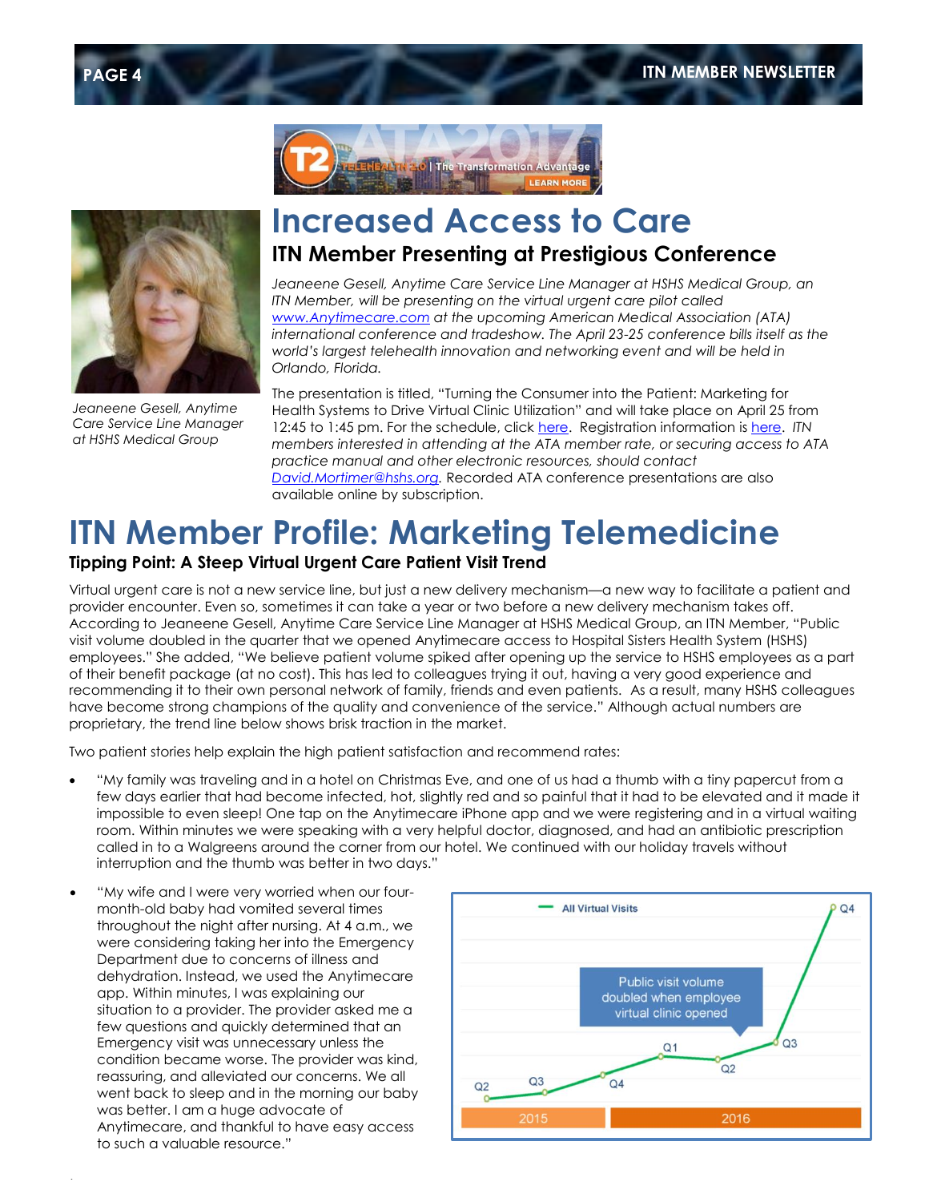# Increased Access to Care

## ITN Member Presenting at Prestigious Conference

*Jeaneene Gesell, Anytime Care Service Line Manager at HSHS Medical Group*

*Jeaneene Gesell, Anytime Care Service Line Manager at HSHS Medical Group, an ITN Member, will be presenting on the virtual urgent care pilot called [www.Anytimecare.com](www.Anytimecare.com) at the upcoming American Medical Association (ATA) international conference and tradeshow. The April 23-25 conference bills itself as the world's largest telehealth innovation and networking event and will be held in Orlando, Florida.*

The presentation is titled, "Turning the Consumer into the Patient: Marketing for Health Systems to Drive Virtual Clinic Utilization" and will take place on April 25 from 12:45 to 1:45 pm. For the schedule, click here. Registration information is here. *ITN members interested in attending at the ATA member rate, or securing access to ATA practice manual and other electronic resources, should contact [David.Mortimer@hshs.org](mailto:David.Mortimer@hshs.org).* Recorded ATA conference presentations are also available online by subscription.

# ITN Member Profile: Marketing Telemedicine

### Tipping Point: A Steep Virtual Urgent Care Patient Visit Trend

Virtual urgent care is not a new service line, but just a new delivery mechanism—a new way to facilitate a patient and provider encounter. Even so, sometimes it can take a year or two before a new delivery mechanism takes off. According to Jeaneene Gesell, Anytime Care Service Line Manager at HSHS Medical Group, an ITN Member, "Public visit volume doubled in the quarter that we opened Anytimecare access to Hospital Sisters Health System (HSHS) employees." She added, "We believe patient volume spiked after opening up the service to HSHS employees as a part of their benefit package (at no cost). This has led to colleagues trying it out, having a very good experience and recommending it to their own personal network of family, friends and even patients. As a result, many HSHS colleagues have become strong champions of the quality and convenience of the service." Although actual numbers are proprietary, the trend line below shows brisk traction in the market.

Two patient stories help explain the high patient satisfaction and recommend rates:

- "My family was traveling and in a hotel on Christmas Eve, and one of us had a thumb with a tiny papercut from a few days earlier that had become infected, hot, slightly red and so painful that it had to be elevated and it made it impossible to even sleep! One tap on the Anytimecare iPhone app and we were registering and in a virtual waiting room. Within minutes we were speaking with a very helpful doctor, diagnosed, and had an antibiotic prescription called in to a Walgreens around the corner from our hotel. We continued with our holiday travels without interruption and the thumb was better in two days."
- "My wife and I were very worried when our four-month-old baby had vomited several times throughout the night after nursing. At 4 a.m., we were considering taking her into the Emergency Department due to concerns of illness and dehydration. Instead, we used the Anytimecare app. Within minutes, I was explaining our situation to a provider. The provider asked me a few questions and quickly determined that an Emergency visit was unnecessary unless the condition became worse. The provider was kind, reassuring, and alleviated our concerns. We all went back to sleep and in the morning our baby was better. I am a huge advocate of Anytimecare, and thankful to have easy access to such a valuable resource."

All Virtual Visits

Public visit volume doubled when employee virtual clinic opened

2015: Q2, Q3, Q4 — 2016: Q1, Q2, Q3, Q4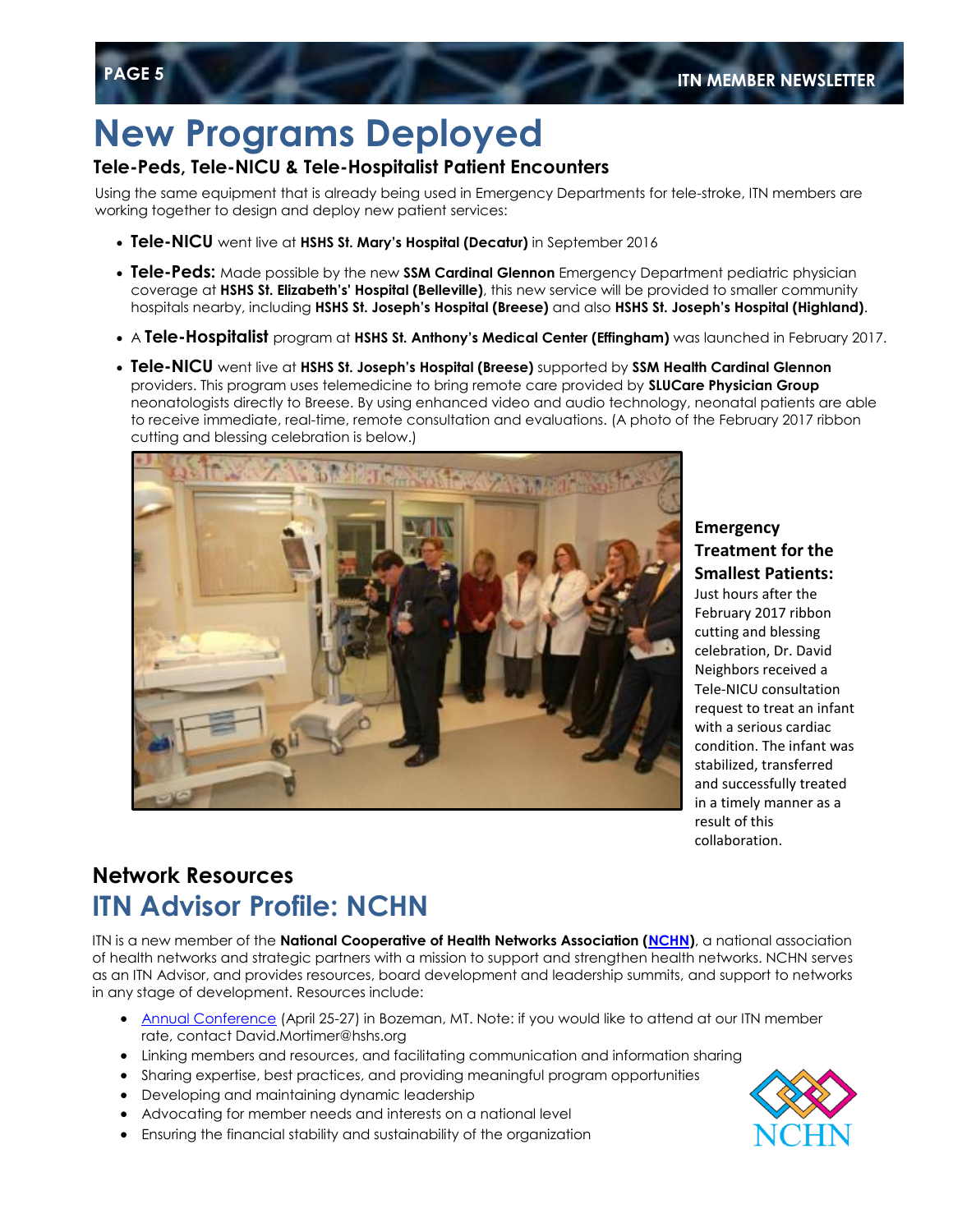# New Programs Deployed

### Tele-Peds, Tele-NICU & Tele-Hospitalist Patient Encounters

Using the same equipment that is already being used in Emergency Departments for tele-stroke, ITN members are working together to design and deploy new patient services:

- **Tele-NICU** went live at **HSHS St. Mary's Hospital (Decatur)** in September 2016
- **Tele-Peds:** Made possible by the new **SSM Cardinal Glennon** Emergency Department pediatric physician coverage at **HSHS St. Elizabeth's' Hospital (Belleville)**, this new service will be provided to smaller community hospitals nearby, including **HSHS St. Joseph's Hospital (Breese)** and also **HSHS St. Joseph's Hospital (Highland)**.
- A **Tele-Hospitalist** program at **HSHS St. Anthony's Medical Center (Effingham)** was launched in February 2017.
- **Tele-NICU** went live at **HSHS St. Joseph's Hospital (Breese)** supported by **SSM Health Cardinal Glennon** providers. This program uses telemedicine to bring remote care provided by **SLUCare Physician Group** neonatologists directly to Breese. By using enhanced video and audio technology, neonatal patients are able to receive immediate, real-time, remote consultation and evaluations. (A photo of the February 2017 ribbon cutting and blessing celebration is below.)

**Emergency Treatment for the Smallest Patients:** Just hours after the February 2017 ribbon cutting and blessing celebration, Dr. David Neighbors received a Tele-NICU consultation request to treat an infant with a serious cardiac condition. The infant was stabilized, transferred and successfully treated in a timely manner as a result of this collaboration.

## Network Resources

# ITN Advisor Profile: NCHN

ITN is a new member of the **National Cooperative of Health Networks Association (NCHN)**, a national association of health networks and strategic partners with a mission to support and strengthen health networks. NCHN serves as an ITN Advisor, and provides resources, board development and leadership summits, and support to networks in any stage of development. Resources include:

- Annual Conference (April 25-27) in Bozeman, MT. Note: if you would like to attend at our ITN member rate, contact David.Mortimer@hshs.org
- Linking members and resources, and facilitating communication and information sharing
- Sharing expertise, best practices, and providing meaningful program opportunities
- Developing and maintaining dynamic leadership
- Advocating for member needs and interests on a national level
- Ensuring the financial stability and sustainability of the organization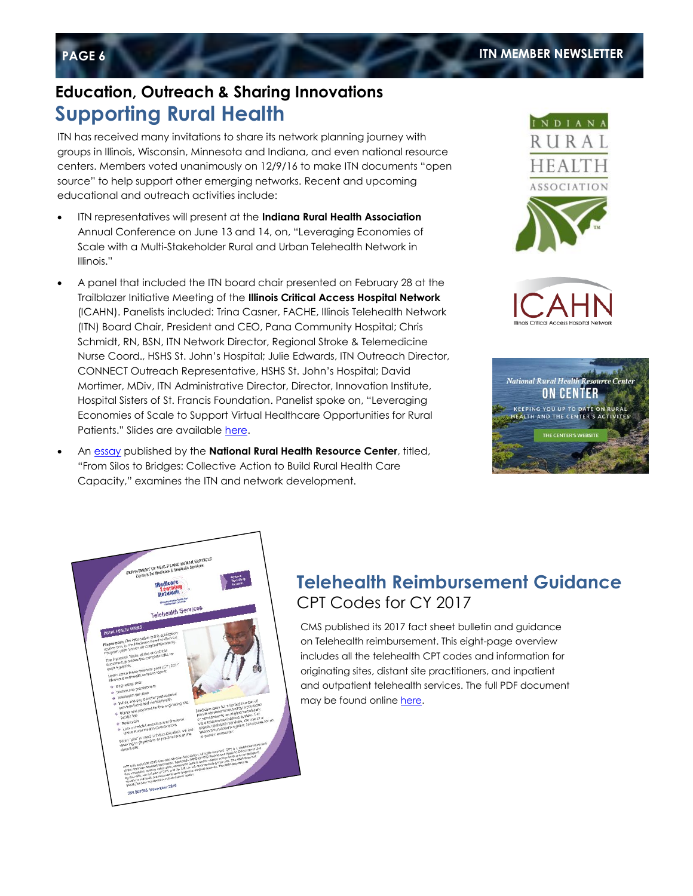## Education, Outreach & Sharing Innovations

# Supporting Rural Health

ITN has received many invitations to share its network planning journey with groups in Illinois, Wisconsin, Minnesota and Indiana, and even national resource centers. Members voted unanimously on 12/9/16 to make ITN documents "open source" to help support other emerging networks. Recent and upcoming educational and outreach activities include:

- ITN representatives will present at the **Indiana Rural Health Association** Annual Conference on June 13 and 14, on, "Leveraging Economies of Scale with a Multi-Stakeholder Rural and Urban Telehealth Network in Illinois."
- A panel that included the ITN board chair presented on February 28 at the Trailblazer Initiative Meeting of the **Illinois Critical Access Hospital Network** (ICAHN). Panelists included: Trina Casner, FACHE, Illinois Telehealth Network (ITN) Board Chair, President and CEO, Pana Community Hospital; Chris Schmidt, RN, BSN, ITN Network Director, Regional Stroke & Telemedicine Nurse Coord., HSHS St. John's Hospital; Julie Edwards, ITN Outreach Director, CONNECT Outreach Representative, HSHS St. John's Hospital; David Mortimer, MDiv, ITN Administrative Director, Director, Innovation Institute, Hospital Sisters of St. Francis Foundation. Panelist spoke on, "Leveraging Economies of Scale to Support Virtual Healthcare Opportunities for Rural Patients." Slides are available here.
- An essay published by the **National Rural Health Resource Center**, titled, "From Silos to Bridges: Collective Action to Build Rural Health Care Capacity," examines the ITN and network development.

# Telehealth Reimbursement Guidance

## CPT Codes for CY 2017

CMS published its 2017 fact sheet bulletin and guidance on Telehealth reimbursement. This eight-page overview includes all the telehealth CPT codes and information for originating sites, distant site practitioners, and inpatient and outpatient telehealth services. The full PDF document may be found online here.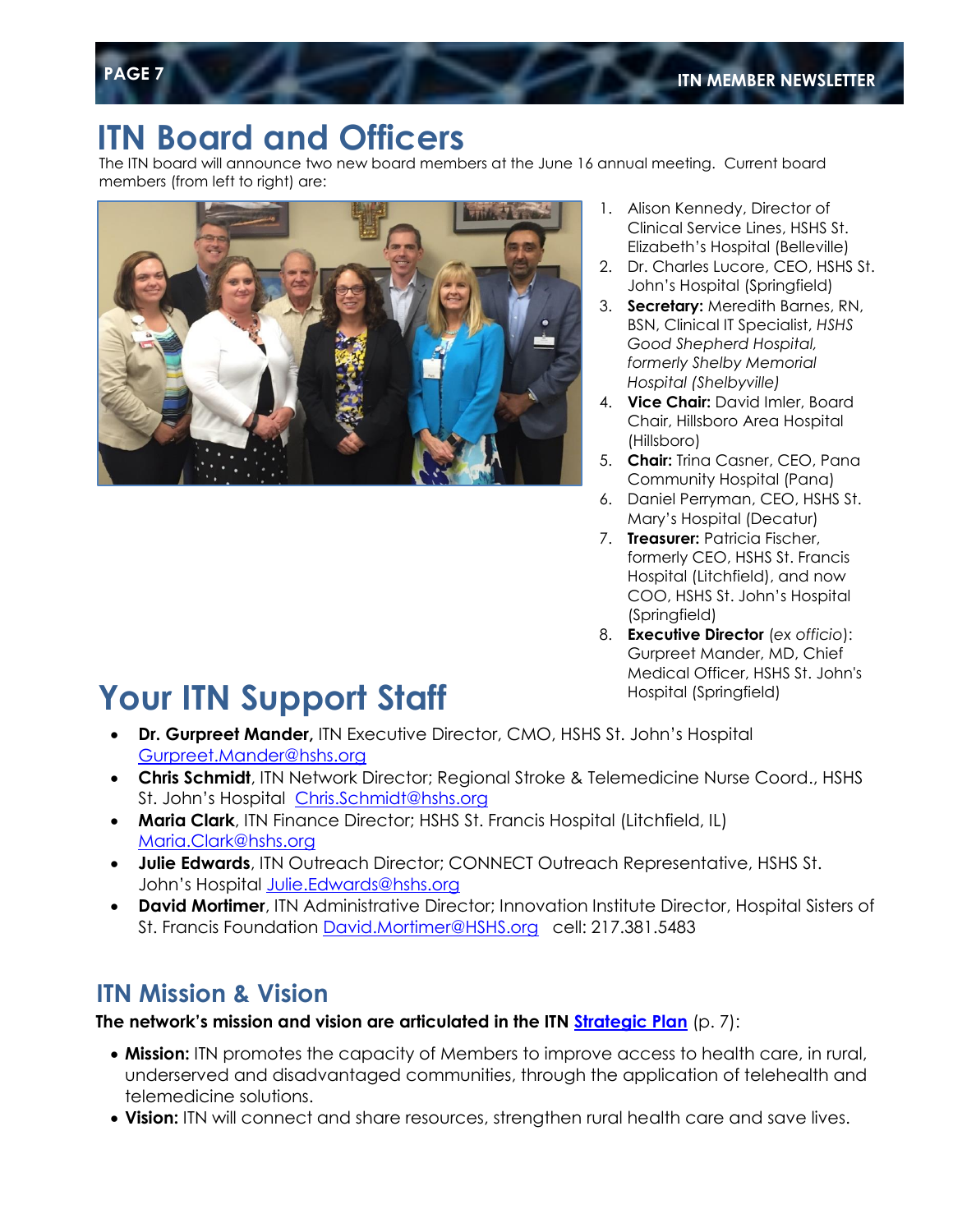# ITN Board and Officers

The ITN board will announce two new board members at the June 16 annual meeting. Current board members (from left to right) are:

1. Alison Kennedy, Director of Clinical Service Lines, HSHS St. Elizabeth's Hospital (Belleville)
2. Dr. Charles Lucore, CEO, HSHS St. John's Hospital (Springfield)
3. **Secretary:** Meredith Barnes, RN, BSN, Clinical IT Specialist, *HSHS Good Shepherd Hospital, formerly Shelby Memorial Hospital (Shelbyville)*
4. **Vice Chair:** David Imler, Board Chair, Hillsboro Area Hospital (Hillsboro)
5. **Chair:** Trina Casner, CEO, Pana Community Hospital (Pana)
6. Daniel Perryman, CEO, HSHS St. Mary's Hospital (Decatur)
7. **Treasurer:** Patricia Fischer, formerly CEO, HSHS St. Francis Hospital (Litchfield), and now COO, HSHS St. John's Hospital (Springfield)
8. **Executive Director** (*ex officio*): Gurpreet Mander, MD, Chief Medical Officer, HSHS St. John's Hospital (Springfield)

# Your ITN Support Staff

- **Dr. Gurpreet Mander,** ITN Executive Director, CMO, HSHS St. John's Hospital Gurpreet.Mander@hshs.org
- **Chris Schmidt**, ITN Network Director; Regional Stroke & Telemedicine Nurse Coord., HSHS St. John's Hospital Chris.Schmidt@hshs.org
- **Maria Clark**, ITN Finance Director; HSHS St. Francis Hospital (Litchfield, IL) Maria.Clark@hshs.org
- **Julie Edwards**, ITN Outreach Director; CONNECT Outreach Representative, HSHS St. John's Hospital Julie.Edwards@hshs.org
- **David Mortimer**, ITN Administrative Director; Innovation Institute Director, Hospital Sisters of St. Francis Foundation David.Mortimer@HSHS.org cell: 217.381.5483

## ITN Mission & Vision

**The network's mission and vision are articulated in the ITN Strategic Plan** (p. 7):

- **Mission:** ITN promotes the capacity of Members to improve access to health care, in rural, underserved and disadvantaged communities, through the application of telehealth and telemedicine solutions.
- **Vision:** ITN will connect and share resources, strengthen rural health care and save lives.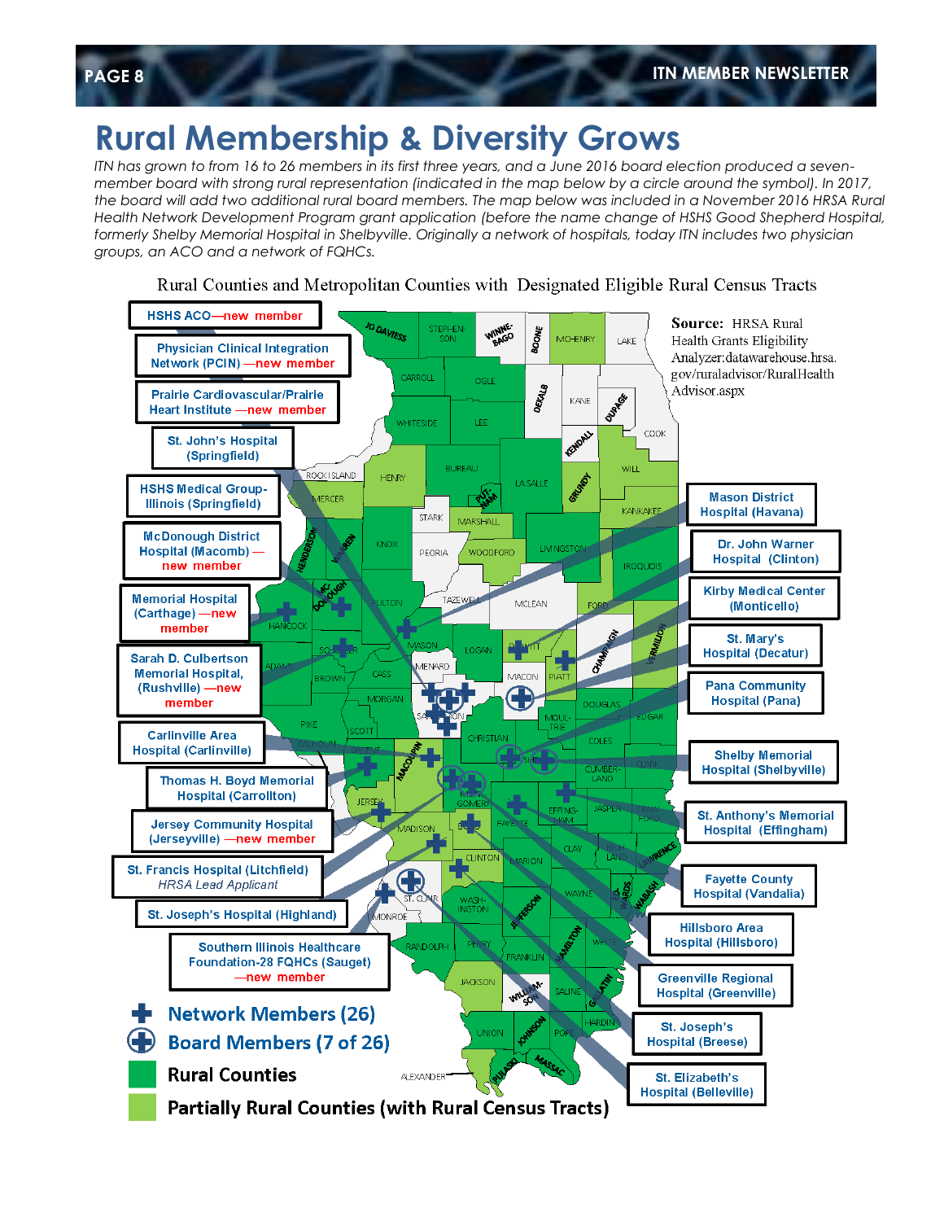# Rural Membership & Diversity Grows

*ITN has grown to from 16 to 26 members in its first three years, and a June 2016 board election produced a seven-member board with strong rural representation (indicated in the map below by a circle around the symbol). In 2017, the board will add two additional rural board members. The map below was included in a November 2016 HRSA Rural Health Network Development Program grant application (before the name change of HSHS Good Shepherd Hospital, formerly Shelby Memorial Hospital in Shelbyville. Originally a network of hospitals, today ITN includes two physician groups, an ACO and a network of FQHCs.*

Rural Counties and Metropolitan Counties with Designated Eligible Rural Census Tracts

**Source:** HRSA Rural Health Grants Eligibility Analyzer:datawarehouse.hrsa.gov/ruraladvisor/RuralHealthAdvisor.aspx

HSHS ACO—new member

Physician Clinical Integration Network (PCIN) —new member

Prairie Cardiovascular/Prairie Heart Institute —new member

St. John's Hospital (Springfield)

HSHS Medical Group-Illinois (Springfield)

McDonough District Hospital (Macomb) —new member

Memorial Hospital (Carthage) —new member

Sarah D. Culbertson Memorial Hospital, (Rushville) —new member

Carlinville Area Hospital (Carlinville)

Thomas H. Boyd Memorial Hospital (Carrollton)

Jersey Community Hospital (Jerseyville) —new member

St. Francis Hospital (Litchfield) *HRSA Lead Applicant*

St. Joseph's Hospital (Highland)

Southern Illinois Healthcare Foundation-28 FQHCs (Sauget) —new member

Mason District Hospital (Havana)

Dr. John Warner Hospital (Clinton)

Kirby Medical Center (Monticello)

St. Mary's Hospital (Decatur)

Pana Community Hospital (Pana)

Shelby Memorial Hospital (Shelbyville)

St. Anthony's Memorial Hospital (Effingham)

Fayette County Hospital (Vandalia)

Hillsboro Area Hospital (Hillsboro)

Greenville Regional Hospital (Greenville)

St. Joseph's Hospital (Breese)

St. Elizabeth's Hospital (Belleville)

Network Members (26)

Board Members (7 of 26)

Rural Counties

Partially Rural Counties (with Rural Census Tracts)